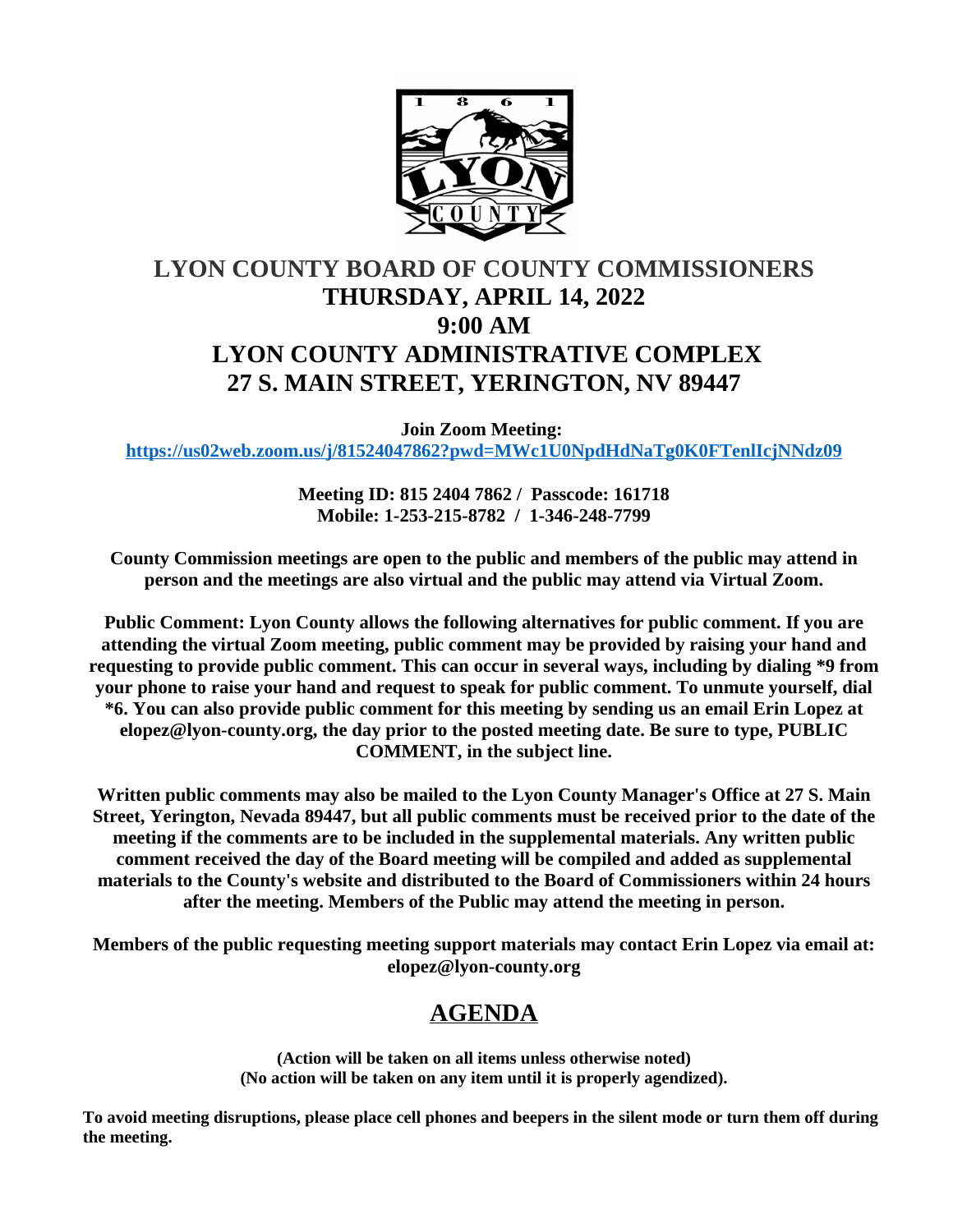# LYON COUNTY BOARD OF COUNTY COMMISSIONERS

## THURSDAY, APRIL 14, 2022

## 9:00 AM

## LYON COUNTY ADMINISTRATIVE COMPLEX

## 27 S. MAIN STREET, YERINGTON, NV 89447

**Join Zoom Meeting:**
**https://us02web.zoom.us/j/81524047862?pwd=MWc1U0NpdHdNaTg0K0FTenlIcjNNdz09**

**Meeting ID: 815 2404 7862 / Passcode: 161718**
**Mobile: 1-253-215-8782 / 1-346-248-7799**

**County Commission meetings are open to the public and members of the public may attend in person and the meetings are also virtual and the public may attend via Virtual Zoom.**

**Public Comment: Lyon County allows the following alternatives for public comment. If you are attending the virtual Zoom meeting, public comment may be provided by raising your hand and requesting to provide public comment. This can occur in several ways, including by dialing *9 from your phone to raise your hand and request to speak for public comment. To unmute yourself, dial *6. You can also provide public comment for this meeting by sending us an email Erin Lopez at elopez@lyon-county.org, the day prior to the posted meeting date. Be sure to type, PUBLIC COMMENT, in the subject line.**

**Written public comments may also be mailed to the Lyon County Manager's Office at 27 S. Main Street, Yerington, Nevada 89447, but all public comments must be received prior to the date of the meeting if the comments are to be included in the supplemental materials. Any written public comment received the day of the Board meeting will be compiled and added as supplemental materials to the County's website and distributed to the Board of Commissioners within 24 hours after the meeting. Members of the Public may attend the meeting in person.**

**Members of the public requesting meeting support materials may contact Erin Lopez via email at: elopez@lyon-county.org**

## AGENDA

**(Action will be taken on all items unless otherwise noted)**
**(No action will be taken on any item until it is properly agendized).**

**To avoid meeting disruptions, please place cell phones and beepers in the silent mode or turn them off during the meeting.**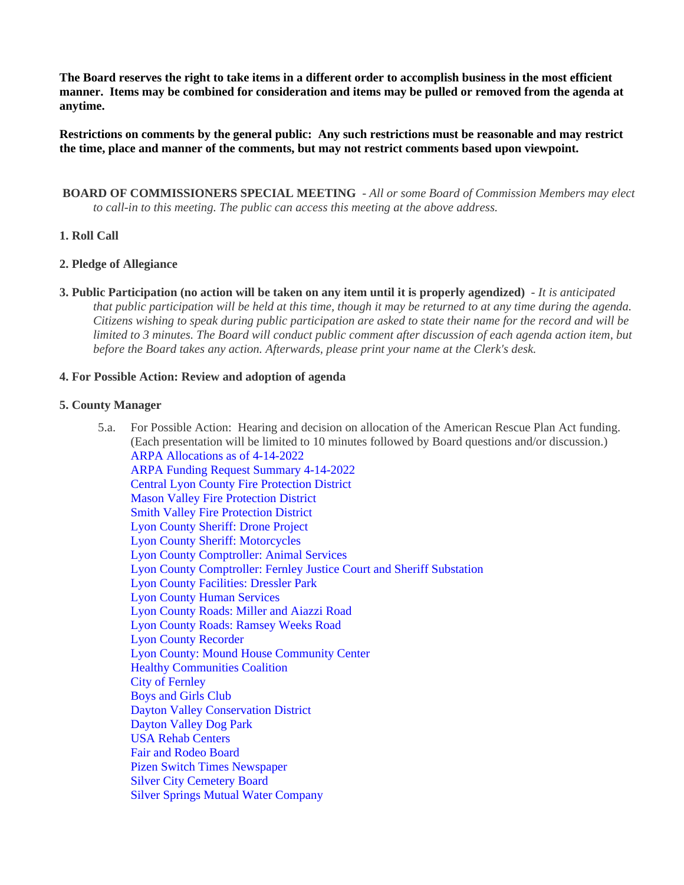**The Board reserves the right to take items in a different order to accomplish business in the most efficient manner. Items may be combined for consideration and items may be pulled or removed from the agenda at anytime.**

**Restrictions on comments by the general public: Any such restrictions must be reasonable and may restrict the time, place and manner of the comments, but may not restrict comments based upon viewpoint.**

**BOARD OF COMMISSIONERS SPECIAL MEETING** - *All or some Board of Commission Members may elect to call-in to this meeting. The public can access this meeting at the above address.*

**1. Roll Call**

**2. Pledge of Allegiance**

**3. Public Participation (no action will be taken on any item until it is properly agendized)** - *It is anticipated that public participation will be held at this time, though it may be returned to at any time during the agenda. Citizens wishing to speak during public participation are asked to state their name for the record and will be limited to 3 minutes. The Board will conduct public comment after discussion of each agenda action item, but before the Board takes any action. Afterwards, please print your name at the Clerk's desk.*

**4. For Possible Action: Review and adoption of agenda**

**5. County Manager**

5.a. For Possible Action: Hearing and decision on allocation of the American Rescue Plan Act funding. (Each presentation will be limited to 10 minutes followed by Board questions and/or discussion.)

- ARPA Allocations as of 4-14-2022
- ARPA Funding Request Summary 4-14-2022
- Central Lyon County Fire Protection District
- Mason Valley Fire Protection District
- Smith Valley Fire Protection District
- Lyon County Sheriff: Drone Project
- Lyon County Sheriff: Motorcycles
- Lyon County Comptroller: Animal Services
- Lyon County Comptroller: Fernley Justice Court and Sheriff Substation
- Lyon County Facilities: Dressler Park
- Lyon County Human Services
- Lyon County Roads: Miller and Aiazzi Road
- Lyon County Roads: Ramsey Weeks Road
- Lyon County Recorder
- Lyon County: Mound House Community Center
- Healthy Communities Coalition
- City of Fernley
- Boys and Girls Club
- Dayton Valley Conservation District
- Dayton Valley Dog Park
- USA Rehab Centers
- Fair and Rodeo Board
- Pizen Switch Times Newspaper
- Silver City Cemetery Board
- Silver Springs Mutual Water Company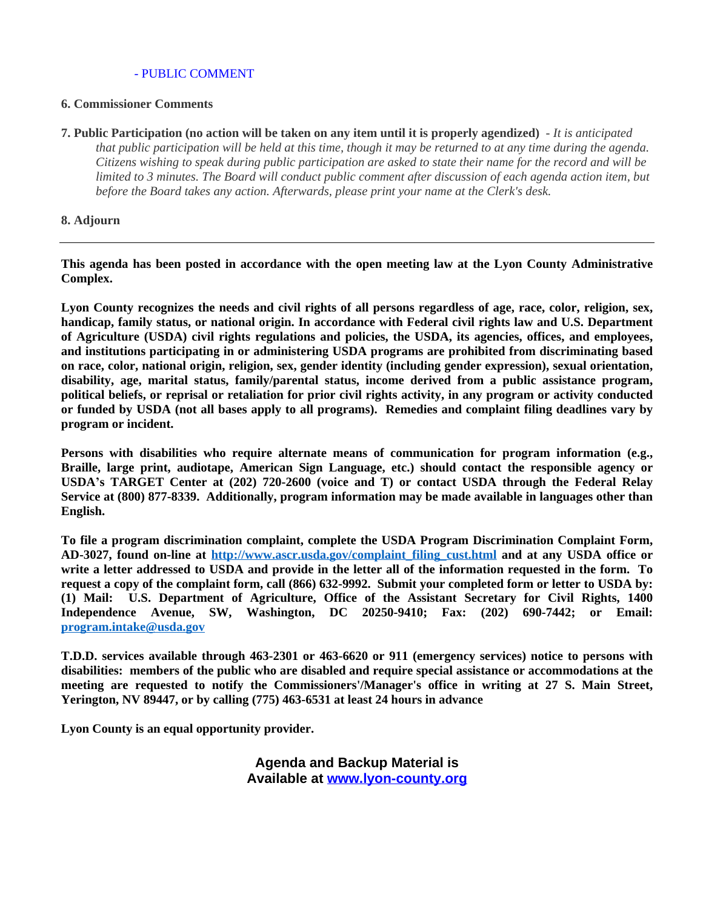- PUBLIC COMMENT

**6. Commissioner Comments**

**7. Public Participation (no action will be taken on any item until it is properly agendized)** - *It is anticipated that public participation will be held at this time, though it may be returned to at any time during the agenda. Citizens wishing to speak during public participation are asked to state their name for the record and will be limited to 3 minutes. The Board will conduct public comment after discussion of each agenda action item, but before the Board takes any action. Afterwards, please print your name at the Clerk's desk.*

**8. Adjourn**

---

**This agenda has been posted in accordance with the open meeting law at the Lyon County Administrative Complex.**

**Lyon County recognizes the needs and civil rights of all persons regardless of age, race, color, religion, sex, handicap, family status, or national origin. In accordance with Federal civil rights law and U.S. Department of Agriculture (USDA) civil rights regulations and policies, the USDA, its agencies, offices, and employees, and institutions participating in or administering USDA programs are prohibited from discriminating based on race, color, national origin, religion, sex, gender identity (including gender expression), sexual orientation, disability, age, marital status, family/parental status, income derived from a public assistance program, political beliefs, or reprisal or retaliation for prior civil rights activity, in any program or activity conducted or funded by USDA (not all bases apply to all programs). Remedies and complaint filing deadlines vary by program or incident.**

**Persons with disabilities who require alternate means of communication for program information (e.g., Braille, large print, audiotape, American Sign Language, etc.) should contact the responsible agency or USDA's TARGET Center at (202) 720-2600 (voice and T) or contact USDA through the Federal Relay Service at (800) 877-8339. Additionally, program information may be made available in languages other than English.**

**To file a program discrimination complaint, complete the USDA Program Discrimination Complaint Form, AD-3027, found on-line at [http://www.ascr.usda.gov/complaint_filing_cust.html](http://www.ascr.usda.gov/complaint_filing_cust.html) and at any USDA office or write a letter addressed to USDA and provide in the letter all of the information requested in the form. To request a copy of the complaint form, call (866) 632-9992. Submit your completed form or letter to USDA by: (1) Mail: U.S. Department of Agriculture, Office of the Assistant Secretary for Civil Rights, 1400 Independence Avenue, SW, Washington, DC 20250-9410; Fax: (202) 690-7442; or Email: [program.intake@usda.gov](mailto:program.intake@usda.gov)**

**T.D.D. services available through 463-2301 or 463-6620 or 911 (emergency services) notice to persons with disabilities: members of the public who are disabled and require special assistance or accommodations at the meeting are requested to notify the Commissioners'/Manager's office in writing at 27 S. Main Street, Yerington, NV 89447, or by calling (775) 463-6531 at least 24 hours in advance**

**Lyon County is an equal opportunity provider.**

**Agenda and Backup Material is Available at [www.lyon-county.org](http://www.lyon-county.org)**